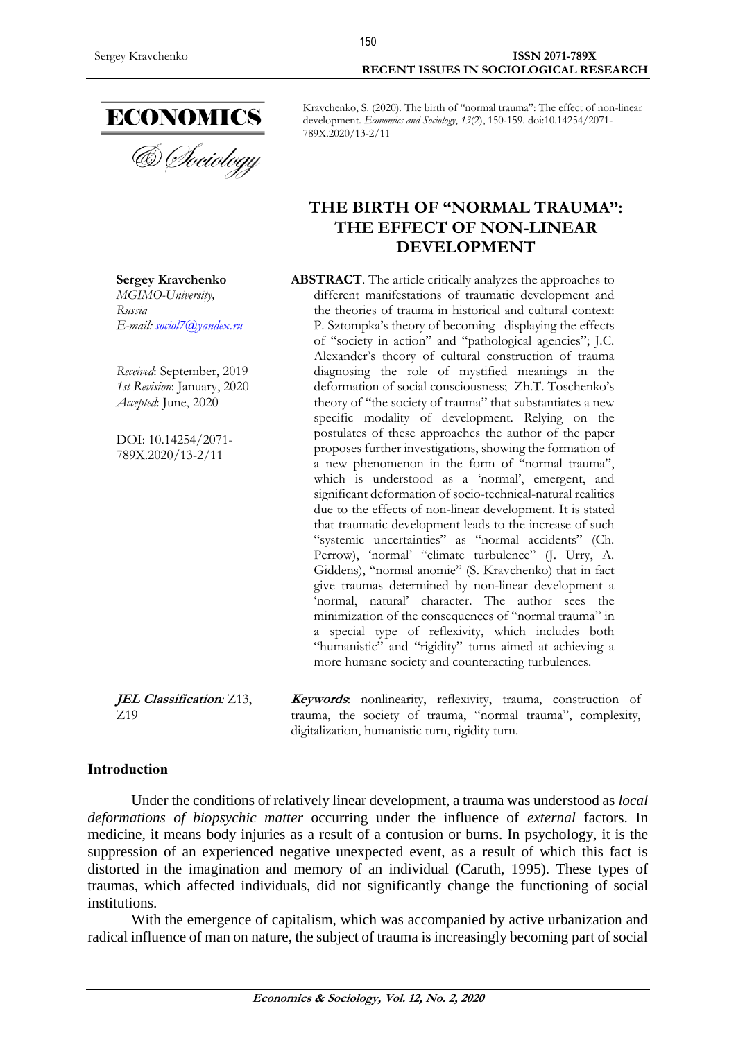Kravchenko, S. (2020). The birth of "normal trauma": The effect of non-linear development. *Economics and Sociology*, *13*(2), 150-159. doi:10.14254/2071-789X.2020/13-2/11

# THE BIRTH OF "NORMAL TRAUMA": THE EFFECT OF NON-LINEAR DEVELOPMENT

**Sergey Kravchenko**
*MGIMO-University, Russia*
*E-mail: sociol7@yandex.ru*

*Received*: September, 2019
*1st Revision*: January, 2020
*Accepted*: June, 2020

DOI: 10.14254/2071-789X.2020/13-2/11

**ABSTRACT**. The article critically analyzes the approaches to different manifestations of traumatic development and the theories of trauma in historical and cultural context: P. Sztompka's theory of becoming displaying the effects of "society in action" and "pathological agencies"; J.C. Alexander's theory of cultural construction of trauma diagnosing the role of mystified meanings in the deformation of social consciousness; Zh.T. Toschenko's theory of "the society of trauma" that substantiates a new specific modality of development. Relying on the postulates of these approaches the author of the paper proposes further investigations, showing the formation of a new phenomenon in the form of "normal trauma", which is understood as a 'normal', emergent, and significant deformation of socio-technical-natural realities due to the effects of non-linear development. It is stated that traumatic development leads to the increase of such "systemic uncertainties" as "normal accidents" (Ch. Perrow), 'normal' "climate turbulence" (J. Urry, A. Giddens), "normal anomie" (S. Kravchenko) that in fact give traumas determined by non-linear development a 'normal, natural' character. The author sees the minimization of the consequences of "normal trauma" in a special type of reflexivity, which includes both "humanistic" and "rigidity" turns aimed at achieving a more humane society and counteracting turbulences.

***JEL Classification****:* Z13, Z19

***Keywords***: nonlinearity, reflexivity, trauma, construction of trauma, the society of trauma, "normal trauma", complexity, digitalization, humanistic turn, rigidity turn.

## Introduction

Under the conditions of relatively linear development, a trauma was understood as *local deformations of biopsychic matter* occurring under the influence of *external* factors. In medicine, it means body injuries as a result of a contusion or burns. In psychology, it is the suppression of an experienced negative unexpected event, as a result of which this fact is distorted in the imagination and memory of an individual (Caruth, 1995). These types of traumas, which affected individuals, did not significantly change the functioning of social institutions.

With the emergence of capitalism, which was accompanied by active urbanization and radical influence of man on nature, the subject of trauma is increasingly becoming part of social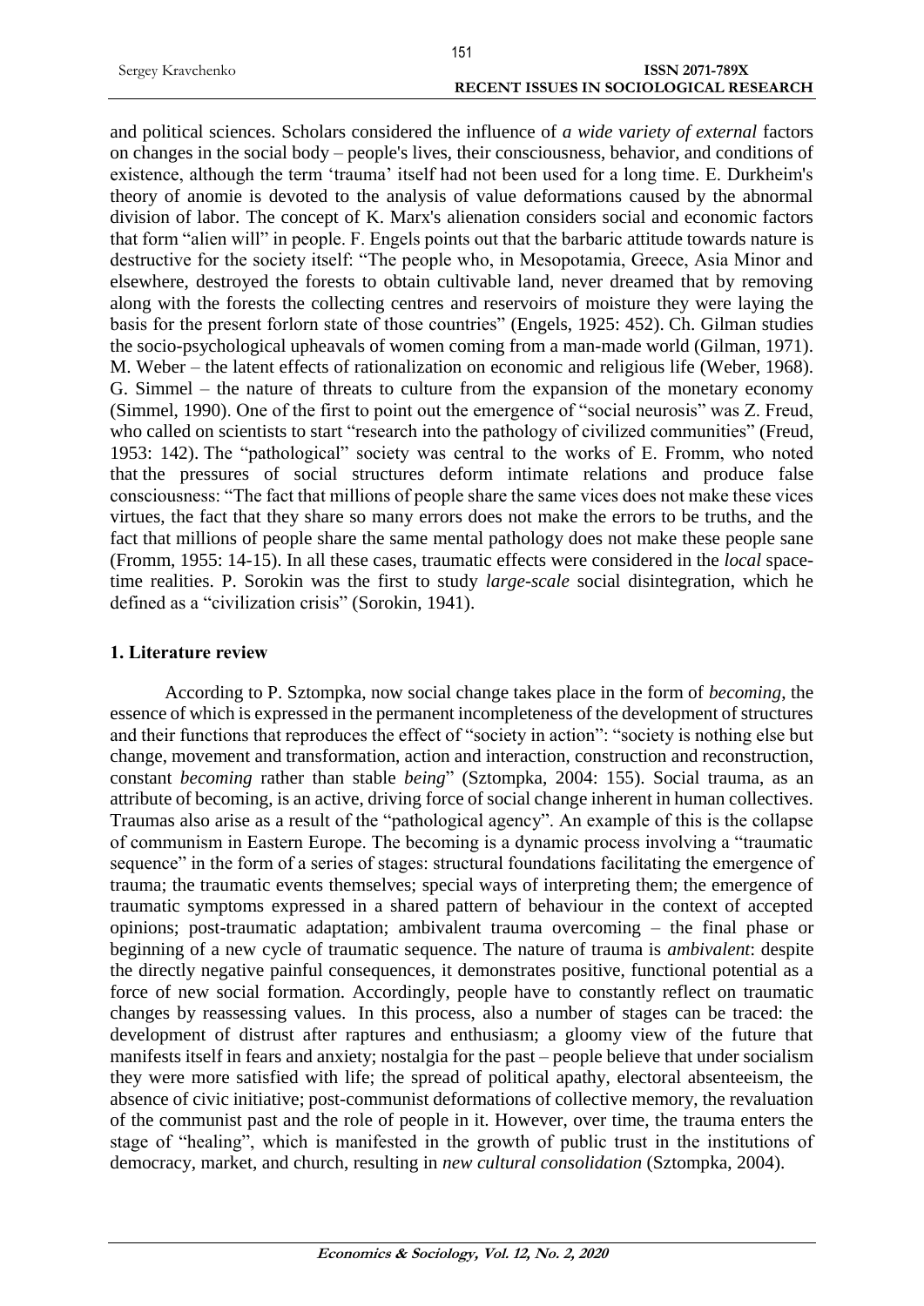and political sciences. Scholars considered the influence of *a wide variety of external* factors on changes in the social body – people's lives, their consciousness, behavior, and conditions of existence, although the term 'trauma' itself had not been used for a long time. E. Durkheim's theory of anomie is devoted to the analysis of value deformations caused by the abnormal division of labor. The concept of K. Marx's alienation considers social and economic factors that form "alien will" in people. F. Engels points out that the barbaric attitude towards nature is destructive for the society itself: "The people who, in Mesopotamia, Greece, Asia Minor and elsewhere, destroyed the forests to obtain cultivable land, never dreamed that by removing along with the forests the collecting centres and reservoirs of moisture they were laying the basis for the present forlorn state of those countries" (Engels, 1925: 452). Ch. Gilman studies the socio-psychological upheavals of women coming from a man-made world (Gilman, 1971). M. Weber – the latent effects of rationalization on economic and religious life (Weber, 1968). G. Simmel – the nature of threats to culture from the expansion of the monetary economy (Simmel, 1990). One of the first to point out the emergence of "social neurosis" was Z. Freud, who called on scientists to start "research into the pathology of civilized communities" (Freud, 1953: 142). The "pathological" society was central to the works of E. Fromm, who noted that the pressures of social structures deform intimate relations and produce false consciousness: "The fact that millions of people share the same vices does not make these vices virtues, the fact that they share so many errors does not make the errors to be truths, and the fact that millions of people share the same mental pathology does not make these people sane (Fromm, 1955: 14-15). In all these cases, traumatic effects were considered in the *local* space-time realities. P. Sorokin was the first to study *large-scale* social disintegration, which he defined as a "civilization crisis" (Sorokin, 1941).

## 1. Literature review

According to P. Sztompka, now social change takes place in the form of *becoming*, the essence of which is expressed in the permanent incompleteness of the development of structures and their functions that reproduces the effect of "society in action": "society is nothing else but change, movement and transformation, action and interaction, construction and reconstruction, constant *becoming* rather than stable *being*" (Sztompka, 2004: 155). Social trauma, as an attribute of becoming, is an active, driving force of social change inherent in human collectives. Traumas also arise as a result of the "pathological agency". An example of this is the collapse of communism in Eastern Europe. The becoming is a dynamic process involving a "traumatic sequence" in the form of a series of stages: structural foundations facilitating the emergence of trauma; the traumatic events themselves; special ways of interpreting them; the emergence of traumatic symptoms expressed in a shared pattern of behaviour in the context of accepted opinions; post-traumatic adaptation; ambivalent trauma overcoming – the final phase or beginning of a new cycle of traumatic sequence. The nature of trauma is *ambivalent*: despite the directly negative painful consequences, it demonstrates positive, functional potential as a force of new social formation. Accordingly, people have to constantly reflect on traumatic changes by reassessing values. In this process, also a number of stages can be traced: the development of distrust after raptures and enthusiasm; a gloomy view of the future that manifests itself in fears and anxiety; nostalgia for the past – people believe that under socialism they were more satisfied with life; the spread of political apathy, electoral absenteeism, the absence of civic initiative; post-communist deformations of collective memory, the revaluation of the communist past and the role of people in it. However, over time, the trauma enters the stage of "healing", which is manifested in the growth of public trust in the institutions of democracy, market, and church, resulting in *new cultural consolidation* (Sztompka, 2004).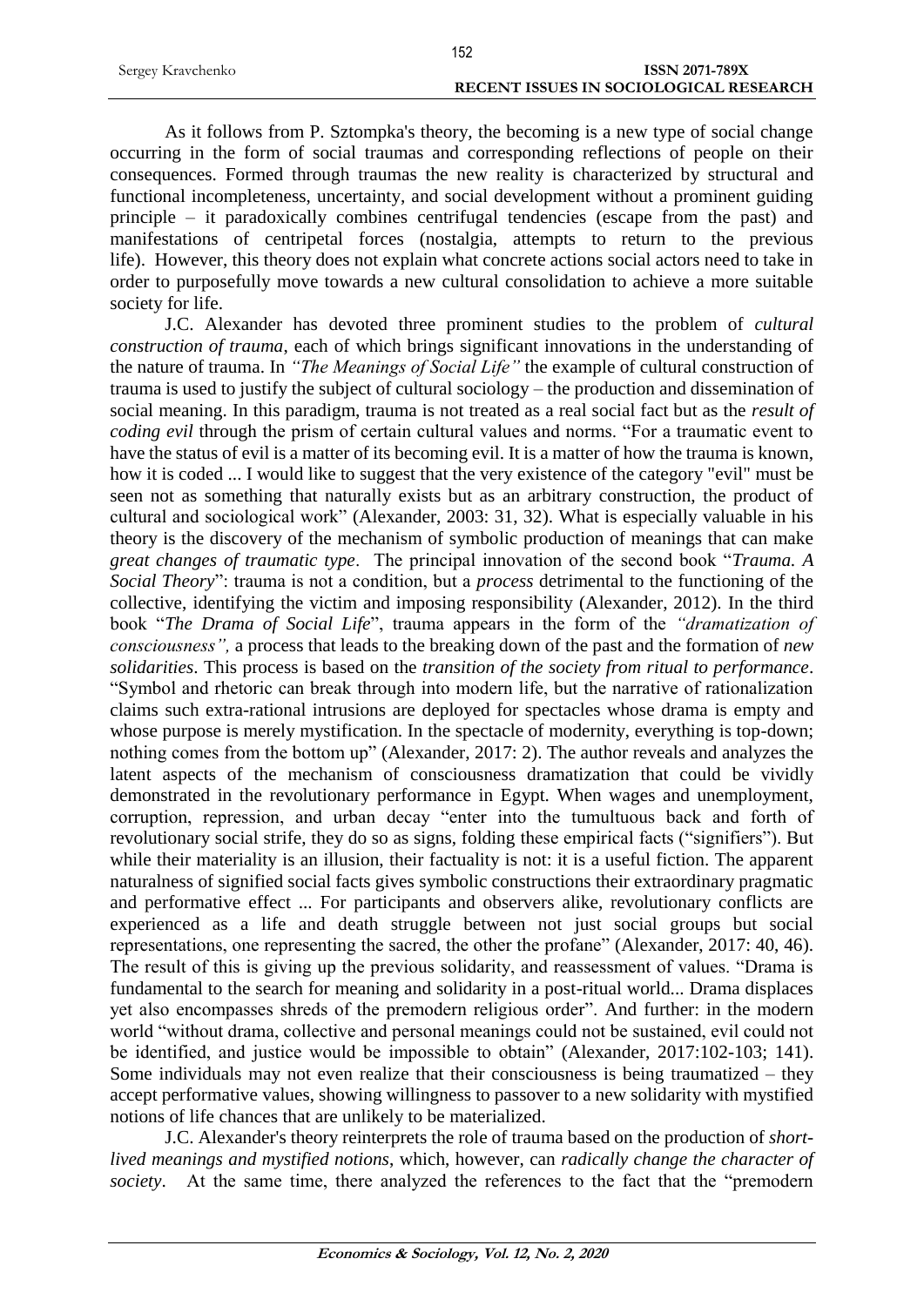As it follows from P. Sztompka's theory, the becoming is a new type of social change occurring in the form of social traumas and corresponding reflections of people on their consequences. Formed through traumas the new reality is characterized by structural and functional incompleteness, uncertainty, and social development without a prominent guiding principle – it paradoxically combines centrifugal tendencies (escape from the past) and manifestations of centripetal forces (nostalgia, attempts to return to the previous life). However, this theory does not explain what concrete actions social actors need to take in order to purposefully move towards a new cultural consolidation to achieve a more suitable society for life.

J.C. Alexander has devoted three prominent studies to the problem of *cultural construction of trauma*, each of which brings significant innovations in the understanding of the nature of trauma. In *"The Meanings of Social Life"* the example of cultural construction of trauma is used to justify the subject of cultural sociology – the production and dissemination of social meaning. In this paradigm, trauma is not treated as a real social fact but as the *result of coding evil* through the prism of certain cultural values and norms. "For a traumatic event to have the status of evil is a matter of its becoming evil. It is a matter of how the trauma is known, how it is coded ... I would like to suggest that the very existence of the category "evil" must be seen not as something that naturally exists but as an arbitrary construction, the product of cultural and sociological work" (Alexander, 2003: 31, 32). What is especially valuable in his theory is the discovery of the mechanism of symbolic production of meanings that can make *great changes of traumatic type*. The principal innovation of the second book "*Trauma. A Social Theory*": trauma is not a condition, but a *process* detrimental to the functioning of the collective, identifying the victim and imposing responsibility (Alexander, 2012). In the third book "*The Drama of Social Life*", trauma appears in the form of the *"dramatization of consciousness",* a process that leads to the breaking down of the past and the formation of *new solidarities*. This process is based on the *transition of the society from ritual to performance*. "Symbol and rhetoric can break through into modern life, but the narrative of rationalization claims such extra-rational intrusions are deployed for spectacles whose drama is empty and whose purpose is merely mystification. In the spectacle of modernity, everything is top-down; nothing comes from the bottom up" (Alexander, 2017: 2). The author reveals and analyzes the latent aspects of the mechanism of consciousness dramatization that could be vividly demonstrated in the revolutionary performance in Egypt. When wages and unemployment, corruption, repression, and urban decay "enter into the tumultuous back and forth of revolutionary social strife, they do so as signs, folding these empirical facts ("signifiers"). But while their materiality is an illusion, their factuality is not: it is a useful fiction. The apparent naturalness of signified social facts gives symbolic constructions their extraordinary pragmatic and performative effect ... For participants and observers alike, revolutionary conflicts are experienced as a life and death struggle between not just social groups but social representations, one representing the sacred, the other the profane" (Alexander, 2017: 40, 46). The result of this is giving up the previous solidarity, and reassessment of values. "Drama is fundamental to the search for meaning and solidarity in a post-ritual world... Drama displaces yet also encompasses shreds of the premodern religious order". And further: in the modern world "without drama, collective and personal meanings could not be sustained, evil could not be identified, and justice would be impossible to obtain" (Alexander, 2017:102-103; 141). Some individuals may not even realize that their consciousness is being traumatized – they accept performative values, showing willingness to passover to a new solidarity with mystified notions of life chances that are unlikely to be materialized.

J.C. Alexander's theory reinterprets the role of trauma based on the production of *short-lived meanings and mystified notions*, which, however, can *radically change the character of society*. At the same time, there analyzed the references to the fact that the "premodern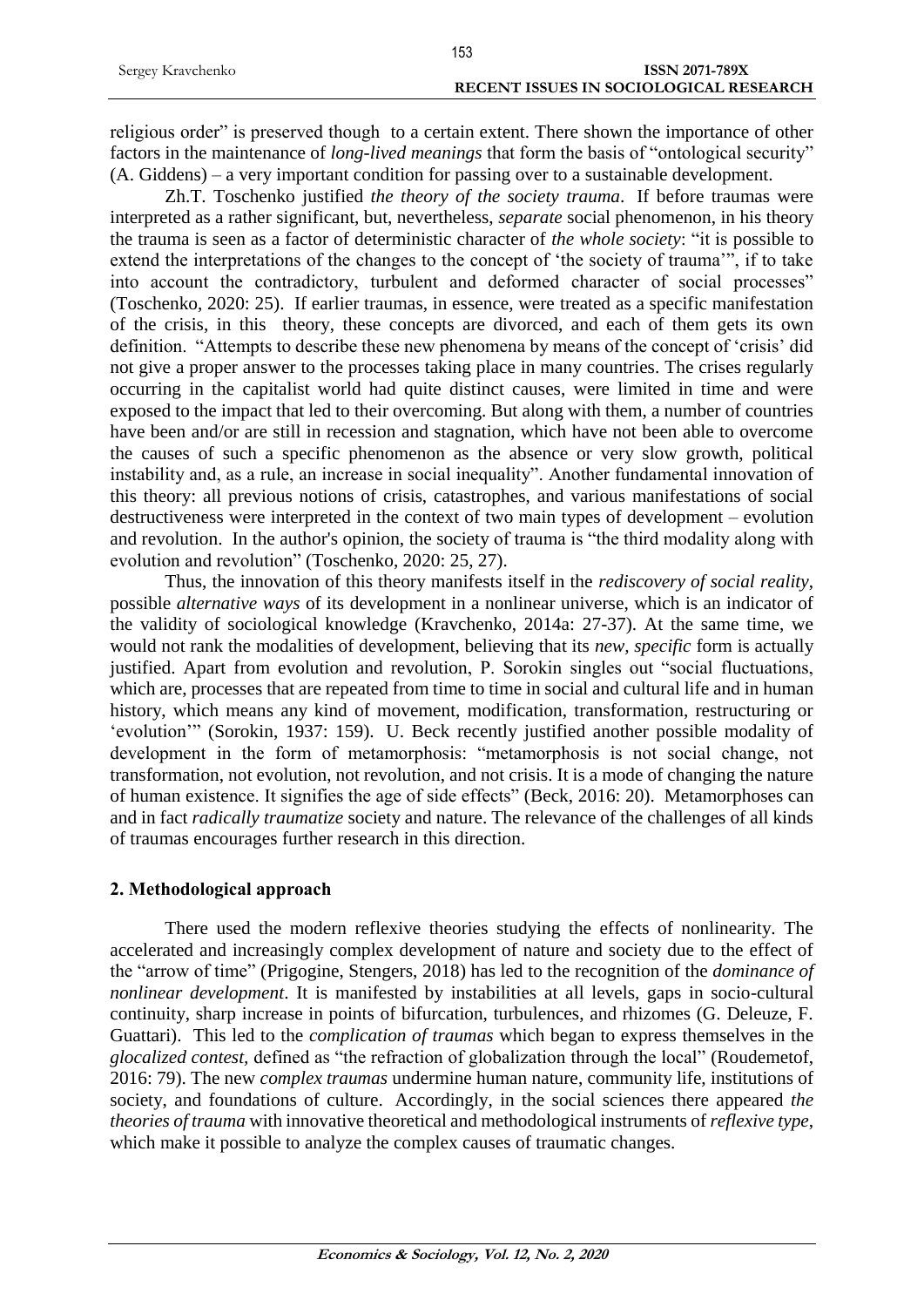religious order" is preserved though to a certain extent. There shown the importance of other factors in the maintenance of *long-lived meanings* that form the basis of "ontological security" (A. Giddens) – a very important condition for passing over to a sustainable development.

Zh.T. Toschenko justified *the theory of the society trauma*. If before traumas were interpreted as a rather significant, but, nevertheless, *separate* social phenomenon, in his theory the trauma is seen as a factor of deterministic character of *the whole society*: "it is possible to extend the interpretations of the changes to the concept of 'the society of trauma'", if to take into account the contradictory, turbulent and deformed character of social processes" (Toschenko, 2020: 25). If earlier traumas, in essence, were treated as a specific manifestation of the crisis, in this theory, these concepts are divorced, and each of them gets its own definition. "Attempts to describe these new phenomena by means of the concept of 'crisis' did not give a proper answer to the processes taking place in many countries. The crises regularly occurring in the capitalist world had quite distinct causes, were limited in time and were exposed to the impact that led to their overcoming. But along with them, a number of countries have been and/or are still in recession and stagnation, which have not been able to overcome the causes of such a specific phenomenon as the absence or very slow growth, political instability and, as a rule, an increase in social inequality". Another fundamental innovation of this theory: all previous notions of crisis, catastrophes, and various manifestations of social destructiveness were interpreted in the context of two main types of development – evolution and revolution. In the author's opinion, the society of trauma is "the third modality along with evolution and revolution" (Toschenko, 2020: 25, 27).

Thus, the innovation of this theory manifests itself in the *rediscovery of social reality*, possible *alternative ways* of its development in a nonlinear universe, which is an indicator of the validity of sociological knowledge (Kravchenko, 2014a: 27-37). At the same time, we would not rank the modalities of development, believing that its *new, specific* form is actually justified. Apart from evolution and revolution, P. Sorokin singles out "social fluctuations, which are, processes that are repeated from time to time in social and cultural life and in human history, which means any kind of movement, modification, transformation, restructuring or 'evolution'" (Sorokin, 1937: 159). U. Beck recently justified another possible modality of development in the form of metamorphosis: "metamorphosis is not social change, not transformation, not evolution, not revolution, and not crisis. It is a mode of changing the nature of human existence. It signifies the age of side effects" (Beck, 2016: 20). Metamorphoses can and in fact *radically traumatize* society and nature. The relevance of the challenges of all kinds of traumas encourages further research in this direction.

## 2. Methodological approach

There used the modern reflexive theories studying the effects of nonlinearity. The accelerated and increasingly complex development of nature and society due to the effect of the "arrow of time" (Prigogine, Stengers, 2018) has led to the recognition of the *dominance of nonlinear development*. It is manifested by instabilities at all levels, gaps in socio-cultural continuity, sharp increase in points of bifurcation, turbulences, and rhizomes (G. Deleuze, F. Guattari). This led to the *complication of traumas* which began to express themselves in the *glocalized contest,* defined as "the refraction of globalization through the local" (Roudemetof, 2016: 79). The new *complex traumas* undermine human nature, community life, institutions of society, and foundations of culture. Accordingly, in the social sciences there appeared *the theories of trauma* with innovative theoretical and methodological instruments of *reflexive type*, which make it possible to analyze the complex causes of traumatic changes.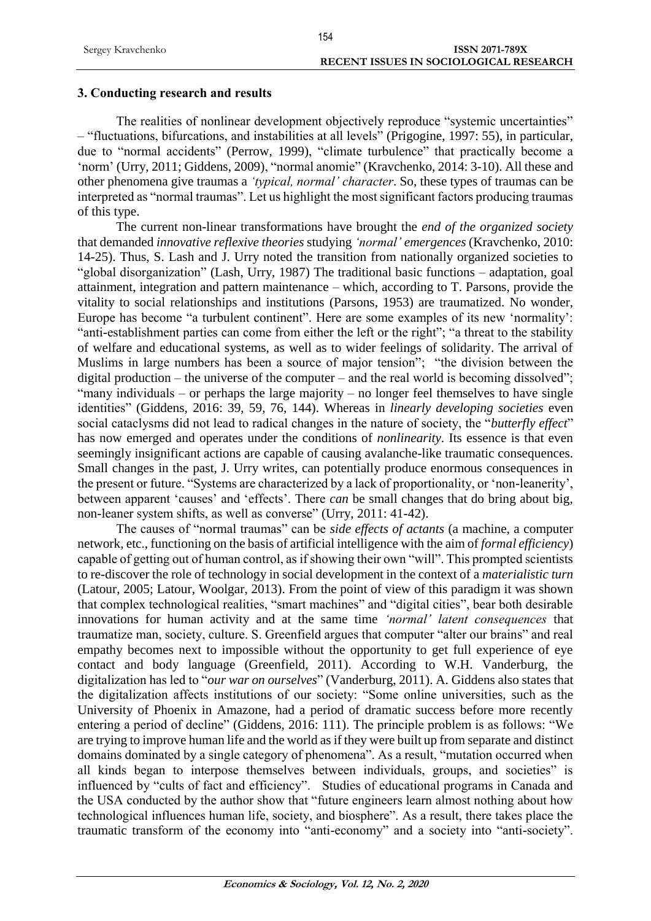## 3. Conducting research and results

The realities of nonlinear development objectively reproduce "systemic uncertainties" – "fluctuations, bifurcations, and instabilities at all levels" (Prigogine, 1997: 55), in particular, due to "normal accidents" (Perrow, 1999), "climate turbulence" that practically become a 'norm' (Urry, 2011; Giddens, 2009), "normal anomie" (Kravchenko, 2014: 3-10). All these and other phenomena give traumas a *'typical, normal' character*. So, these types of traumas can be interpreted as "normal traumas". Let us highlight the most significant factors producing traumas of this type.

The current non-linear transformations have brought the *end of the organized society* that demanded *innovative reflexive theories* studying *'normal' emergences* (Kravchenko, 2010: 14-25). Thus, S. Lash and J. Urry noted the transition from nationally organized societies to "global disorganization" (Lash, Urry, 1987) The traditional basic functions – adaptation, goal attainment, integration and pattern maintenance – which, according to T. Parsons, provide the vitality to social relationships and institutions (Parsons, 1953) are traumatized. No wonder, Europe has become "a turbulent continent". Here are some examples of its new 'normality': "anti-establishment parties can come from either the left or the right"; "a threat to the stability of welfare and educational systems, as well as to wider feelings of solidarity. The arrival of Muslims in large numbers has been a source of major tension"; "the division between the digital production – the universe of the computer – and the real world is becoming dissolved"; "many individuals – or perhaps the large majority – no longer feel themselves to have single identities" (Giddens, 2016: 39, 59, 76, 144). Whereas in *linearly developing societies* even social cataclysms did not lead to radical changes in the nature of society, the "*butterfly effect*" has now emerged and operates under the conditions of *nonlinearity*. Its essence is that even seemingly insignificant actions are capable of causing avalanche-like traumatic consequences. Small changes in the past, J. Urry writes, can potentially produce enormous consequences in the present or future. "Systems are characterized by a lack of proportionality, or 'non-leanerity', between apparent 'causes' and 'effects'. There *can* be small changes that do bring about big, non-leaner system shifts, as well as converse" (Urry, 2011: 41-42).

The causes of "normal traumas" can be *side effects of actants* (a machine, a computer network, etc., functioning on the basis of artificial intelligence with the aim of *formal efficiency*) capable of getting out of human control, as if showing their own "will". This prompted scientists to re-discover the role of technology in social development in the context of a *materialistic turn* (Latour, 2005; Latour, Woolgar, 2013). From the point of view of this paradigm it was shown that complex technological realities, "smart machines" and "digital cities", bear both desirable innovations for human activity and at the same time *'normal' latent consequences* that traumatize man, society, culture. S. Greenfield argues that computer "alter our brains" and real empathy becomes next to impossible without the opportunity to get full experience of eye contact and body language (Greenfield, 2011). According to W.H. Vanderburg, the digitalization has led to "*our war on ourselves*" (Vanderburg, 2011). A. Giddens also states that the digitalization affects institutions of our society: "Some online universities, such as the University of Phoenix in Amazone, had a period of dramatic success before more recently entering a period of decline" (Giddens, 2016: 111). The principle problem is as follows: "We are trying to improve human life and the world as if they were built up from separate and distinct domains dominated by a single category of phenomena". As a result, "mutation occurred when all kinds began to interpose themselves between individuals, groups, and societies" is influenced by "cults of fact and efficiency". Studies of educational programs in Canada and the USA conducted by the author show that "future engineers learn almost nothing about how technological influences human life, society, and biosphere". As a result, there takes place the traumatic transform of the economy into "anti-economy" and a society into "anti-society".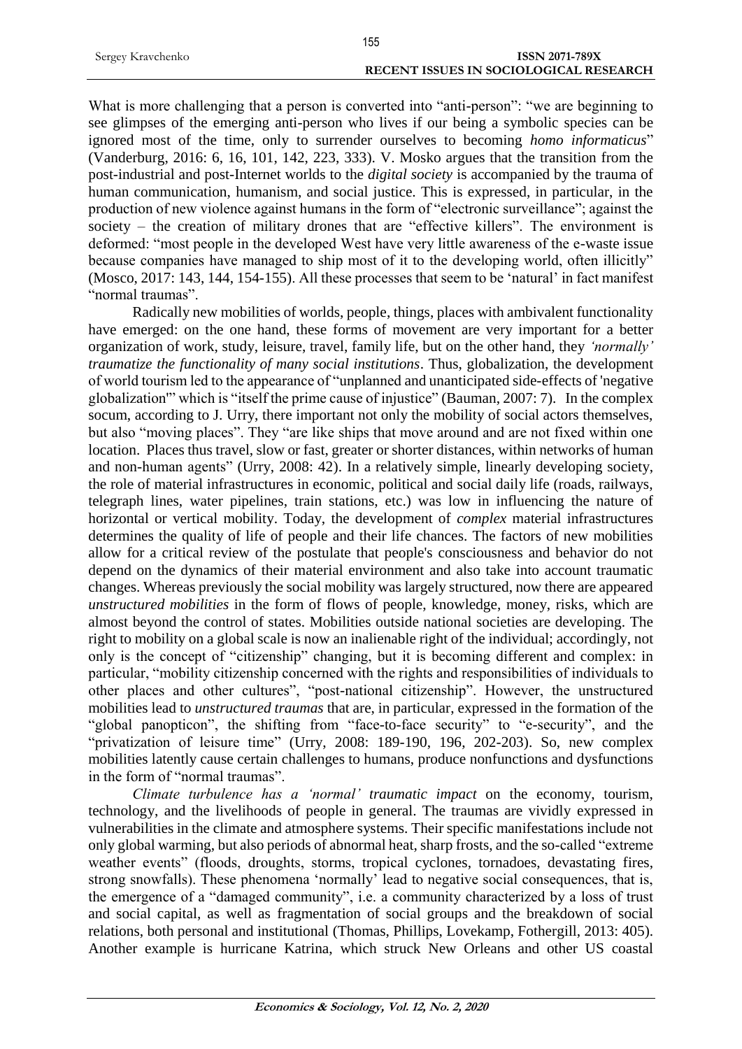What is more challenging that a person is converted into "anti-person": "we are beginning to see glimpses of the emerging anti-person who lives if our being a symbolic species can be ignored most of the time, only to surrender ourselves to becoming *homo informaticus*" (Vanderburg, 2016: 6, 16, 101, 142, 223, 333). V. Mosko argues that the transition from the post-industrial and post-Internet worlds to the *digital society* is accompanied by the trauma of human communication, humanism, and social justice. This is expressed, in particular, in the production of new violence against humans in the form of "electronic surveillance"; against the society – the creation of military drones that are "effective killers". The environment is deformed: "most people in the developed West have very little awareness of the e-waste issue because companies have managed to ship most of it to the developing world, often illicitly" (Mosco, 2017: 143, 144, 154-155). All these processes that seem to be 'natural' in fact manifest "normal traumas".

Radically new mobilities of worlds, people, things, places with ambivalent functionality have emerged: on the one hand, these forms of movement are very important for a better organization of work, study, leisure, travel, family life, but on the other hand, they *'normally' traumatize the functionality of many social institutions*. Thus, globalization, the development of world tourism led to the appearance of "unplanned and unanticipated side-effects of 'negative globalization'" which is "itself the prime cause of injustice" (Bauman, 2007: 7). In the complex socum, according to J. Urry, there important not only the mobility of social actors themselves, but also "moving places". They "are like ships that move around and are not fixed within one location. Places thus travel, slow or fast, greater or shorter distances, within networks of human and non-human agents" (Urry, 2008: 42). In a relatively simple, linearly developing society, the role of material infrastructures in economic, political and social daily life (roads, railways, telegraph lines, water pipelines, train stations, etc.) was low in influencing the nature of horizontal or vertical mobility. Today, the development of *complex* material infrastructures determines the quality of life of people and their life chances. The factors of new mobilities allow for a critical review of the postulate that people's consciousness and behavior do not depend on the dynamics of their material environment and also take into account traumatic changes. Whereas previously the social mobility was largely structured, now there are appeared *unstructured mobilities* in the form of flows of people, knowledge, money, risks, which are almost beyond the control of states. Mobilities outside national societies are developing. The right to mobility on a global scale is now an inalienable right of the individual; accordingly, not only is the concept of "citizenship" changing, but it is becoming different and complex: in particular, "mobility citizenship concerned with the rights and responsibilities of individuals to other places and other cultures", "post-national citizenship". However, the unstructured mobilities lead to *unstructured traumas* that are, in particular, expressed in the formation of the "global panopticon", the shifting from "face-to-face security" to "e-security", and the "privatization of leisure time" (Urry, 2008: 189-190, 196, 202-203). So, new complex mobilities latently cause certain challenges to humans, produce nonfunctions and dysfunctions in the form of "normal traumas".

*Climate turbulence has a 'normal' traumatic impact* on the economy, tourism, technology, and the livelihoods of people in general. The traumas are vividly expressed in vulnerabilities in the climate and atmosphere systems. Their specific manifestations include not only global warming, but also periods of abnormal heat, sharp frosts, and the so-called "extreme weather events" (floods, droughts, storms, tropical cyclones, tornadoes, devastating fires, strong snowfalls). These phenomena 'normally' lead to negative social consequences, that is, the emergence of a "damaged community", i.e. a community characterized by a loss of trust and social capital, as well as fragmentation of social groups and the breakdown of social relations, both personal and institutional (Thomas, Phillips, Lovekamp, Fothergill, 2013: 405). Another example is hurricane Katrina, which struck New Orleans and other US coastal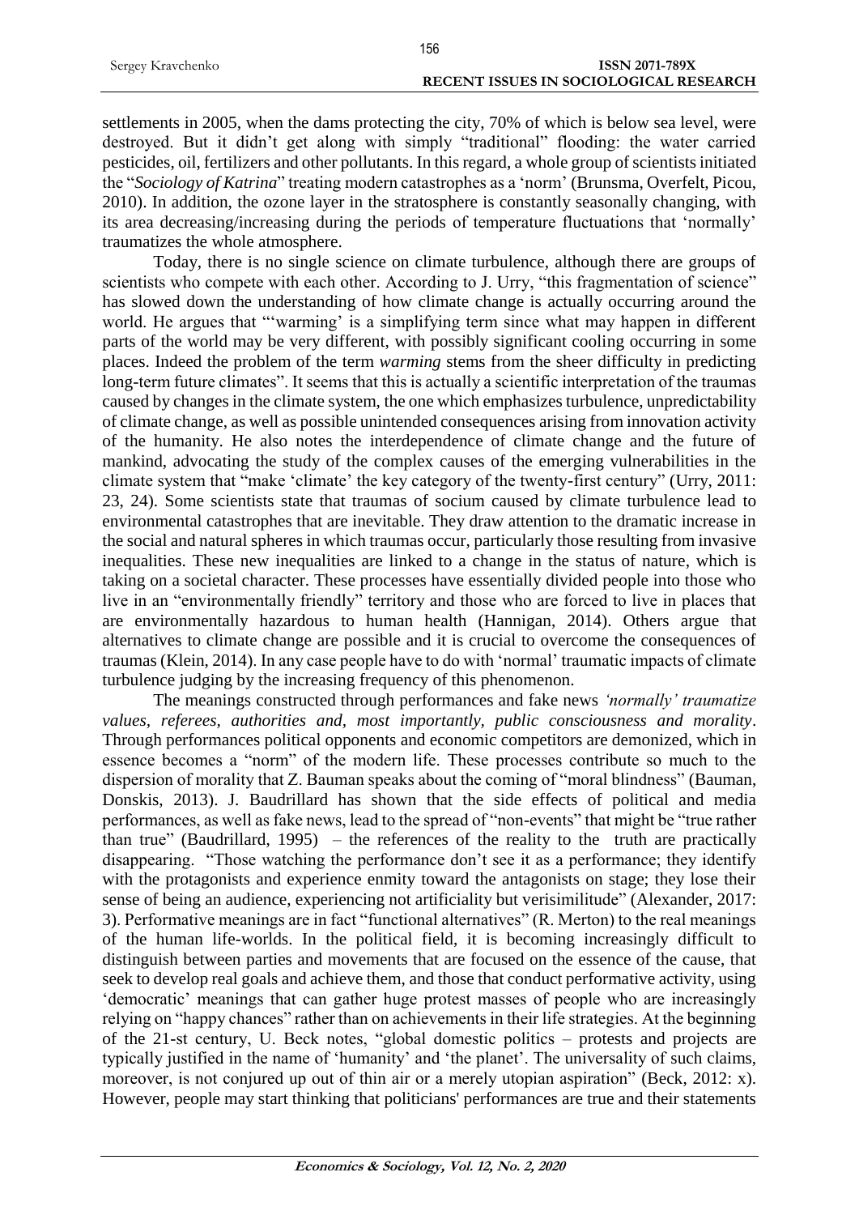settlements in 2005, when the dams protecting the city, 70% of which is below sea level, were destroyed. But it didn't get along with simply "traditional" flooding: the water carried pesticides, oil, fertilizers and other pollutants. In this regard, a whole group of scientists initiated the "*Sociology of Katrina*" treating modern catastrophes as a 'norm' (Brunsma, Overfelt, Picou, 2010). In addition, the ozone layer in the stratosphere is constantly seasonally changing, with its area decreasing/increasing during the periods of temperature fluctuations that 'normally' traumatizes the whole atmosphere.

Today, there is no single science on climate turbulence, although there are groups of scientists who compete with each other. According to J. Urry, "this fragmentation of science" has slowed down the understanding of how climate change is actually occurring around the world. He argues that "'warming' is a simplifying term since what may happen in different parts of the world may be very different, with possibly significant cooling occurring in some places. Indeed the problem of the term *warming* stems from the sheer difficulty in predicting long-term future climates". It seems that this is actually a scientific interpretation of the traumas caused by changes in the climate system, the one which emphasizes turbulence, unpredictability of climate change, as well as possible unintended consequences arising from innovation activity of the humanity. He also notes the interdependence of climate change and the future of mankind, advocating the study of the complex causes of the emerging vulnerabilities in the climate system that "make 'climate' the key category of the twenty-first century" (Urry, 2011: 23, 24). Some scientists state that traumas of socium caused by climate turbulence lead to environmental catastrophes that are inevitable. They draw attention to the dramatic increase in the social and natural spheres in which traumas occur, particularly those resulting from invasive inequalities. These new inequalities are linked to a change in the status of nature, which is taking on a societal character. These processes have essentially divided people into those who live in an "environmentally friendly" territory and those who are forced to live in places that are environmentally hazardous to human health (Hannigan, 2014). Others argue that alternatives to climate change are possible and it is crucial to overcome the consequences of traumas (Klein, 2014). In any case people have to do with 'normal' traumatic impacts of climate turbulence judging by the increasing frequency of this phenomenon.

The meanings constructed through performances and fake news *'normally' traumatize values, referees, authorities and, most importantly, public consciousness and morality*. Through performances political opponents and economic competitors are demonized, which in essence becomes a "norm" of the modern life. These processes contribute so much to the dispersion of morality that Z. Bauman speaks about the coming of "moral blindness" (Bauman, Donskis, 2013). J. Baudrillard has shown that the side effects of political and media performances, as well as fake news, lead to the spread of "non-events" that might be "true rather than true" (Baudrillard, 1995) – the references of the reality to the truth are practically disappearing. "Those watching the performance don't see it as a performance; they identify with the protagonists and experience enmity toward the antagonists on stage; they lose their sense of being an audience, experiencing not artificiality but verisimilitude" (Alexander, 2017: 3). Performative meanings are in fact "functional alternatives" (R. Merton) to the real meanings of the human life-worlds. In the political field, it is becoming increasingly difficult to distinguish between parties and movements that are focused on the essence of the cause, that seek to develop real goals and achieve them, and those that conduct performative activity, using 'democratic' meanings that can gather huge protest masses of people who are increasingly relying on "happy chances" rather than on achievements in their life strategies. At the beginning of the 21-st century, U. Beck notes, "global domestic politics – protests and projects are typically justified in the name of 'humanity' and 'the planet'. The universality of such claims, moreover, is not conjured up out of thin air or a merely utopian aspiration" (Beck, 2012: x). However, people may start thinking that politicians' performances are true and their statements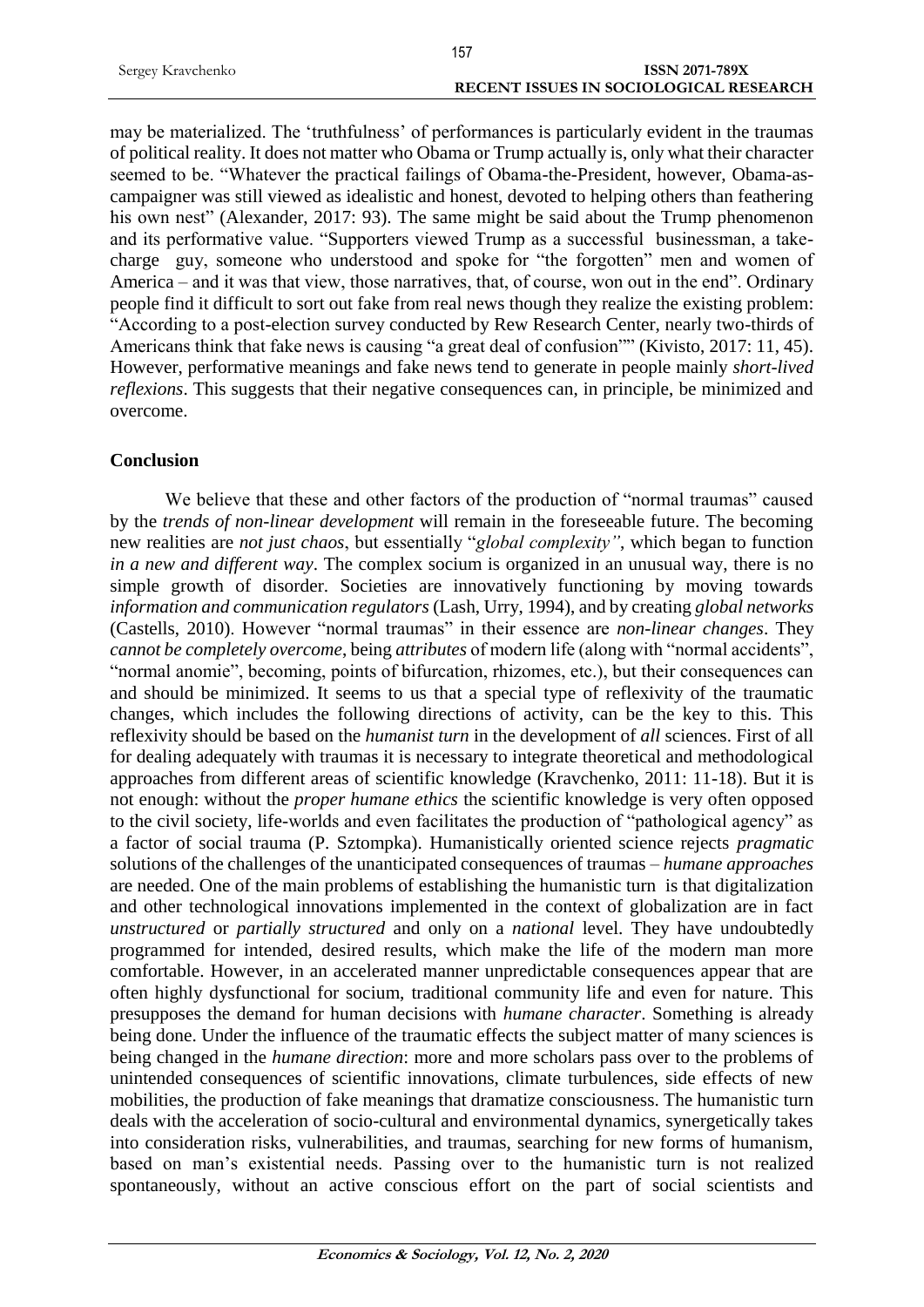may be materialized. The 'truthfulness' of performances is particularly evident in the traumas of political reality. It does not matter who Obama or Trump actually is, only what their character seemed to be. "Whatever the practical failings of Obama-the-President, however, Obama-as-campaigner was still viewed as idealistic and honest, devoted to helping others than feathering his own nest" (Alexander, 2017: 93). The same might be said about the Trump phenomenon and its performative value. "Supporters viewed Trump as a successful businessman, a take-charge guy, someone who understood and spoke for "the forgotten" men and women of America – and it was that view, those narratives, that, of course, won out in the end". Ordinary people find it difficult to sort out fake from real news though they realize the existing problem: "According to a post-election survey conducted by Rew Research Center, nearly two-thirds of Americans think that fake news is causing "a great deal of confusion"" (Kivisto, 2017: 11, 45). However, performative meanings and fake news tend to generate in people mainly *short-lived reflexions*. This suggests that their negative consequences can, in principle, be minimized and overcome.

## Conclusion

We believe that these and other factors of the production of "normal traumas" caused by the *trends of non-linear development* will remain in the foreseeable future. The becoming new realities are *not just chaos*, but essentially "*global complexity"*, which began to function *in a new and different way*. The complex socium is organized in an unusual way, there is no simple growth of disorder. Societies are innovatively functioning by moving towards *information and communication regulators* (Lash, Urry, 1994), and by creating *global networks* (Castells, 2010). However "normal traumas" in their essence are *non-linear changes*. They *cannot be completely overcome*, being *attributes* of modern life (along with "normal accidents", "normal anomie", becoming, points of bifurcation, rhizomes, etc.), but their consequences can and should be minimized. It seems to us that a special type of reflexivity of the traumatic changes, which includes the following directions of activity, can be the key to this. This reflexivity should be based on the *humanist turn* in the development of *all* sciences. First of all for dealing adequately with traumas it is necessary to integrate theoretical and methodological approaches from different areas of scientific knowledge (Kravchenko, 2011: 11-18). But it is not enough: without the *proper humane ethics* the scientific knowledge is very often opposed to the civil society, life-worlds and even facilitates the production of "pathological agency" as a factor of social trauma (P. Sztompka). Humanistically oriented science rejects *pragmatic* solutions of the challenges of the unanticipated consequences of traumas – *humane approaches* are needed. One of the main problems of establishing the humanistic turn is that digitalization and other technological innovations implemented in the context of globalization are in fact *unstructured* or *partially structured* and only on a *national* level. They have undoubtedly programmed for intended, desired results, which make the life of the modern man more comfortable. However, in an accelerated manner unpredictable consequences appear that are often highly dysfunctional for socium, traditional community life and even for nature. This presupposes the demand for human decisions with *humane character*. Something is already being done. Under the influence of the traumatic effects the subject matter of many sciences is being changed in the *humane direction*: more and more scholars pass over to the problems of unintended consequences of scientific innovations, climate turbulences, side effects of new mobilities, the production of fake meanings that dramatize consciousness. The humanistic turn deals with the acceleration of socio-cultural and environmental dynamics, synergetically takes into consideration risks, vulnerabilities, and traumas, searching for new forms of humanism, based on man's existential needs. Passing over to the humanistic turn is not realized spontaneously, without an active conscious effort on the part of social scientists and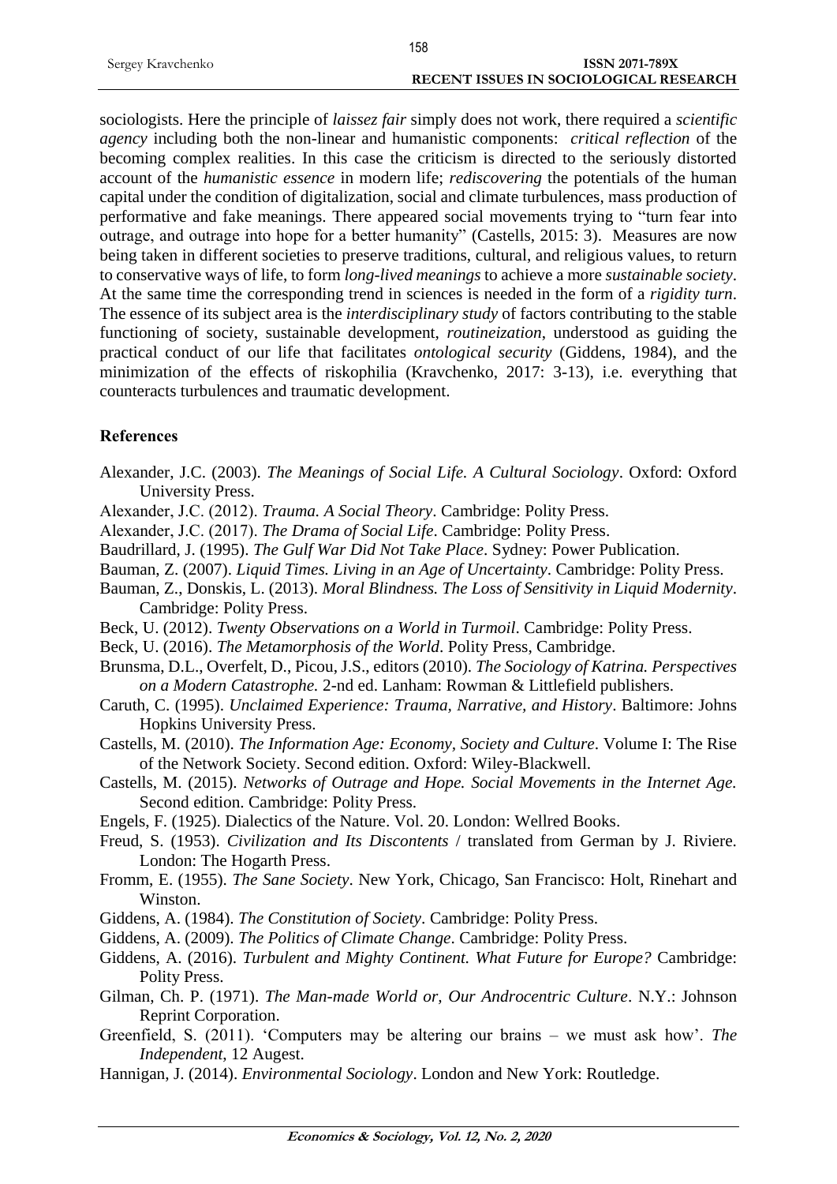sociologists. Here the principle of *laissez fair* simply does not work, there required a *scientific agency* including both the non-linear and humanistic components: *critical reflection* of the becoming complex realities. In this case the criticism is directed to the seriously distorted account of the *humanistic essence* in modern life; *rediscovering* the potentials of the human capital under the condition of digitalization, social and climate turbulences, mass production of performative and fake meanings. There appeared social movements trying to "turn fear into outrage, and outrage into hope for a better humanity" (Castells, 2015: 3). Measures are now being taken in different societies to preserve traditions, cultural, and religious values, to return to conservative ways of life, to form *long-lived meanings* to achieve a more *sustainable society*. At the same time the corresponding trend in sciences is needed in the form of a *rigidity turn*. The essence of its subject area is the *interdisciplinary study* of factors contributing to the stable functioning of society, sustainable development, *routineization*, understood as guiding the practical conduct of our life that facilitates *ontological security* (Giddens, 1984), and the minimization of the effects of riskophilia (Kravchenko, 2017: 3-13), i.e. everything that counteracts turbulences and traumatic development.

## References

Alexander, J.C. (2003). *The Meanings of Social Life. A Cultural Sociology*. Oxford: Oxford University Press.

Alexander, J.C. (2012). *Trauma. A Social Theory*. Cambridge: Polity Press.

Alexander, J.C. (2017). *The Drama of Social Life*. Cambridge: Polity Press.

Baudrillard, J. (1995). *The Gulf War Did Not Take Place*. Sydney: Power Publication.

Bauman, Z. (2007). *Liquid Times. Living in an Age of Uncertainty*. Cambridge: Polity Press.

Bauman, Z., Donskis, L. (2013). *Moral Blindness. The Loss of Sensitivity in Liquid Modernity*. Cambridge: Polity Press.

Beck, U. (2012). *Twenty Observations on a World in Turmoil*. Cambridge: Polity Press.

Beck, U. (2016). *The Metamorphosis of the World*. Polity Press, Cambridge.

Brunsma, D.L., Overfelt, D., Picou, J.S., editors (2010). *The Sociology of Katrina. Perspectives on a Modern Catastrophe.* 2-nd ed. Lanham: Rowman & Littlefield publishers.

Caruth, C. (1995). *Unclaimed Experience: Trauma, Narrative, and History*. Baltimore: Johns Hopkins University Press.

Castells, M. (2010). *The Information Age: Economy, Society and Culture*. Volume I: The Rise of the Network Society. Second edition. Oxford: Wiley-Blackwell.

Castells, M. (2015). *Networks of Outrage and Hope. Social Movements in the Internet Age.* Second edition. Cambridge: Polity Press.

Engels, F. (1925). Dialectics of the Nature. Vol. 20. London: Wellred Books.

Freud, S. (1953). *Civilization and Its Discontents* / translated from German by J. Riviere. London: The Hogarth Press.

Fromm, E. (1955). *The Sane Society*. New York, Chicago, San Francisco: Holt, Rinehart and Winston.

Giddens, A. (1984). *The Constitution of Society*. Cambridge: Polity Press.

Giddens, A. (2009). *The Politics of Climate Change*. Cambridge: Polity Press.

Giddens, A. (2016). *Turbulent and Mighty Continent. What Future for Europe?* Cambridge: Polity Press.

Gilman, Ch. P. (1971). *The Man-made World or, Our Androcentric Culture*. N.Y.: Johnson Reprint Corporation.

Greenfield, S. (2011). 'Computers may be altering our brains – we must ask how'. *The Independent*, 12 Augest.

Hannigan, J. (2014). *Environmental Sociology*. London and New York: Routledge.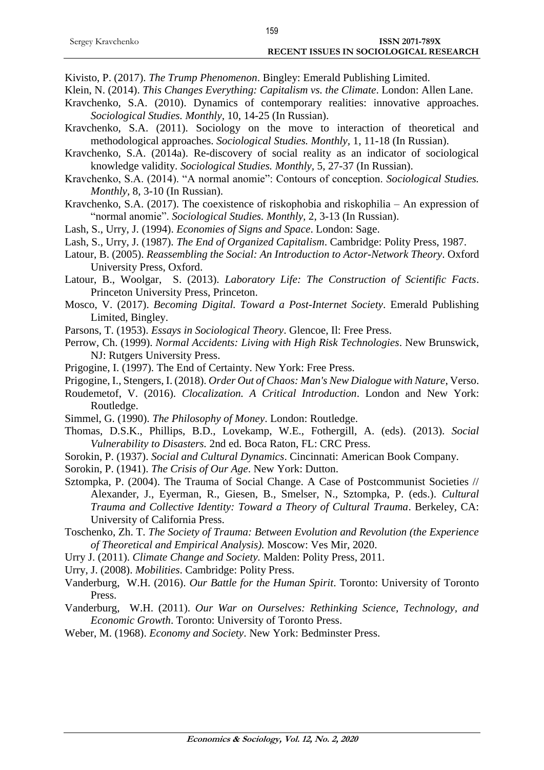Kivisto, P. (2017). *The Trump Phenomenon*. Bingley: Emerald Publishing Limited.

Klein, N. (2014). *This Changes Everything: Capitalism vs. the Climate*. London: Allen Lane.

Kravchenko, S.A. (2010). Dynamics of contemporary realities: innovative approaches. *Sociological Studies. Monthly*, 10, 14-25 (In Russian).

Kravchenko, S.A. (2011). Sociology on the move to interaction of theoretical and methodological approaches. *Sociological Studies. Monthly,* 1, 11-18 (In Russian).

Kravchenko, S.A. (2014a). Re-discovery of social reality as an indicator of sociological knowledge validity. *Sociological Studies. Monthly,* 5, 27-37 (In Russian).

Kravchenko, S.A. (2014). "A normal anomie": Contours of conception. *Sociological Studies. Monthly,* 8, 3-10 (In Russian).

Kravchenko, S.A. (2017). The coexistence of riskophobia and riskophilia – An expression of "normal anomie". *Sociological Studies. Monthly,* 2, 3-13 (In Russian).

Lash, S., Urry, J. (1994). *Economies of Signs and Space*. London: Sage.

Lash, S., Urry, J. (1987). *The End of Organized Capitalism*. Cambridge: Polity Press, 1987.

Latour, B. (2005). *Reassembling the Social: An Introduction to Actor-Network Theory*. Oxford University Press, Oxford.

Latour, B., Woolgar, S. (2013). *Laboratory Life: The Construction of Scientific Facts*. Princeton University Press, Princeton.

Mosco, V. (2017). *Becoming Digital. Toward a Post-Internet Society*. Emerald Publishing Limited, Bingley.

Parsons, T. (1953). *Essays in Sociological Theory*. Glencoe, Il: Free Press.

Perrow, Ch. (1999). *Normal Accidents: Living with High Risk Technologies*. New Brunswick, NJ: Rutgers University Press.

Prigogine, I. (1997). The End of Certainty. New York: Free Press.

Prigogine, I., Stengers, I. (2018). *Order Out of Chaos: Man's New Dialogue with Nature*, Verso.

Roudemetof, V. (2016). *Clocalization. A Critical Introduction*. London and New York: Routledge.

Simmel, G. (1990). *The Philosophy of Money*. London: Routledge.

Thomas, D.S.K., Phillips, B.D., Lovekamp, W.E., Fothergill, A. (eds). (2013). *Social Vulnerability to Disasters.* 2nd ed. Boca Raton, FL: CRC Press.

Sorokin, P. (1937). *Social and Cultural Dynamics*. Cincinnati: American Book Company.

Sorokin, P. (1941). *The Crisis of Our Age*. New York: Dutton.

Sztompka, P. (2004). The Trauma of Social Change. A Case of Postcommunist Societies // Alexander, J., Eyerman, R., Giesen, B., Smelser, N., Sztompka, P. (eds.). *Cultural Trauma and Collective Identity: Toward a Theory of Cultural Trauma*. Berkeley, CA: University of California Press.

Toschenko, Zh. T. *The Society of Trauma: Between Evolution and Revolution (the Experience of Theoretical and Empirical Analysis).* Moscow: Ves Mir, 2020.

Urry J. (2011). *Climate Change and Society.* Malden: Polity Press, 2011.

Urry, J. (2008). *Mobilities*. Cambridge: Polity Press.

Vanderburg, W.H. (2016). *Our Battle for the Human Spirit*. Toronto: University of Toronto Press.

Vanderburg, W.H. (2011). *Our War on Ourselves: Rethinking Science, Technology, and Economic Growth*. Toronto: University of Toronto Press.

Weber, M. (1968). *Economy and Society*. New York: Bedminster Press.